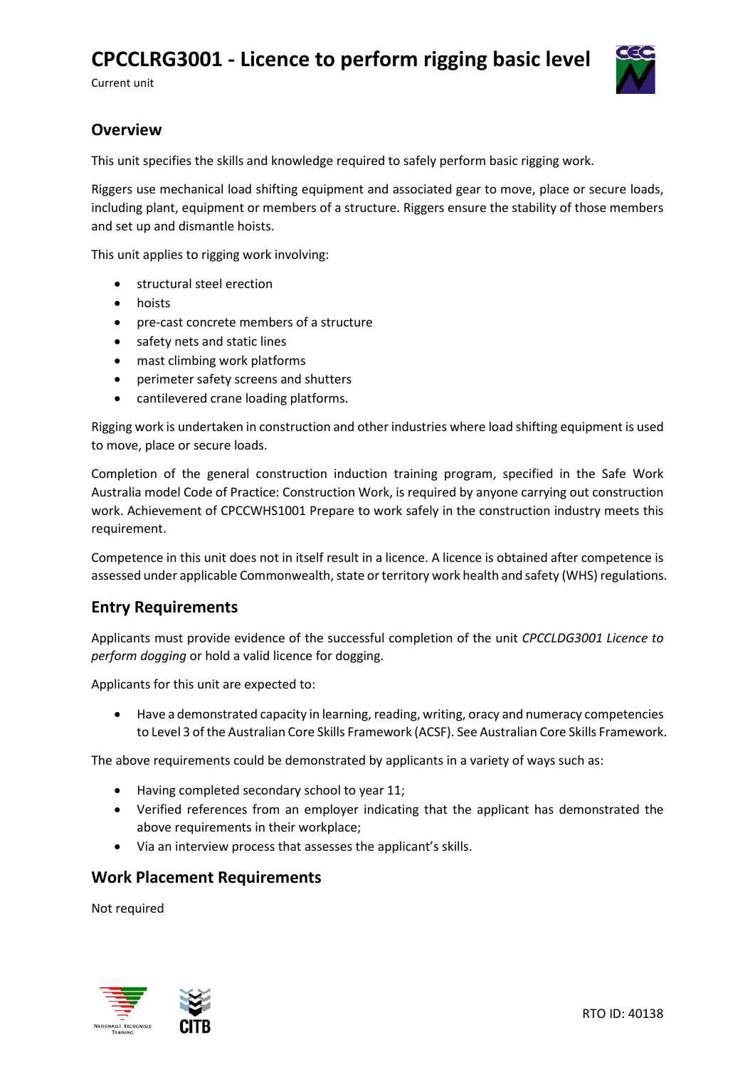# CPCCLRG3001 - Licence to perform rigging basic level

Current unit

## Overview

This unit specifies the skills and knowledge required to safely perform basic rigging work.

Riggers use mechanical load shifting equipment and associated gear to move, place or secure loads, including plant, equipment or members of a structure. Riggers ensure the stability of those members and set up and dismantle hoists.

This unit applies to rigging work involving:

- structural steel erection
- hoists
- pre-cast concrete members of a structure
- safety nets and static lines
- mast climbing work platforms
- perimeter safety screens and shutters
- cantilevered crane loading platforms.

Rigging work is undertaken in construction and other industries where load shifting equipment is used to move, place or secure loads.

Completion of the general construction induction training program, specified in the Safe Work Australia model Code of Practice: Construction Work, is required by anyone carrying out construction work. Achievement of CPCCWHS1001 Prepare to work safely in the construction industry meets this requirement.

Competence in this unit does not in itself result in a licence. A licence is obtained after competence is assessed under applicable Commonwealth, state or territory work health and safety (WHS) regulations.

## Entry Requirements

Applicants must provide evidence of the successful completion of the unit *CPCCLDG3001 Licence to perform dogging* or hold a valid licence for dogging.

Applicants for this unit are expected to:

- Have a demonstrated capacity in learning, reading, writing, oracy and numeracy competencies to Level 3 of the Australian Core Skills Framework (ACSF). See Australian Core Skills Framework.

The above requirements could be demonstrated by applicants in a variety of ways such as:

- Having completed secondary school to year 11;
- Verified references from an employer indicating that the applicant has demonstrated the above requirements in their workplace;
- Via an interview process that assesses the applicant's skills.

## Work Placement Requirements

Not required

RTO ID: 40138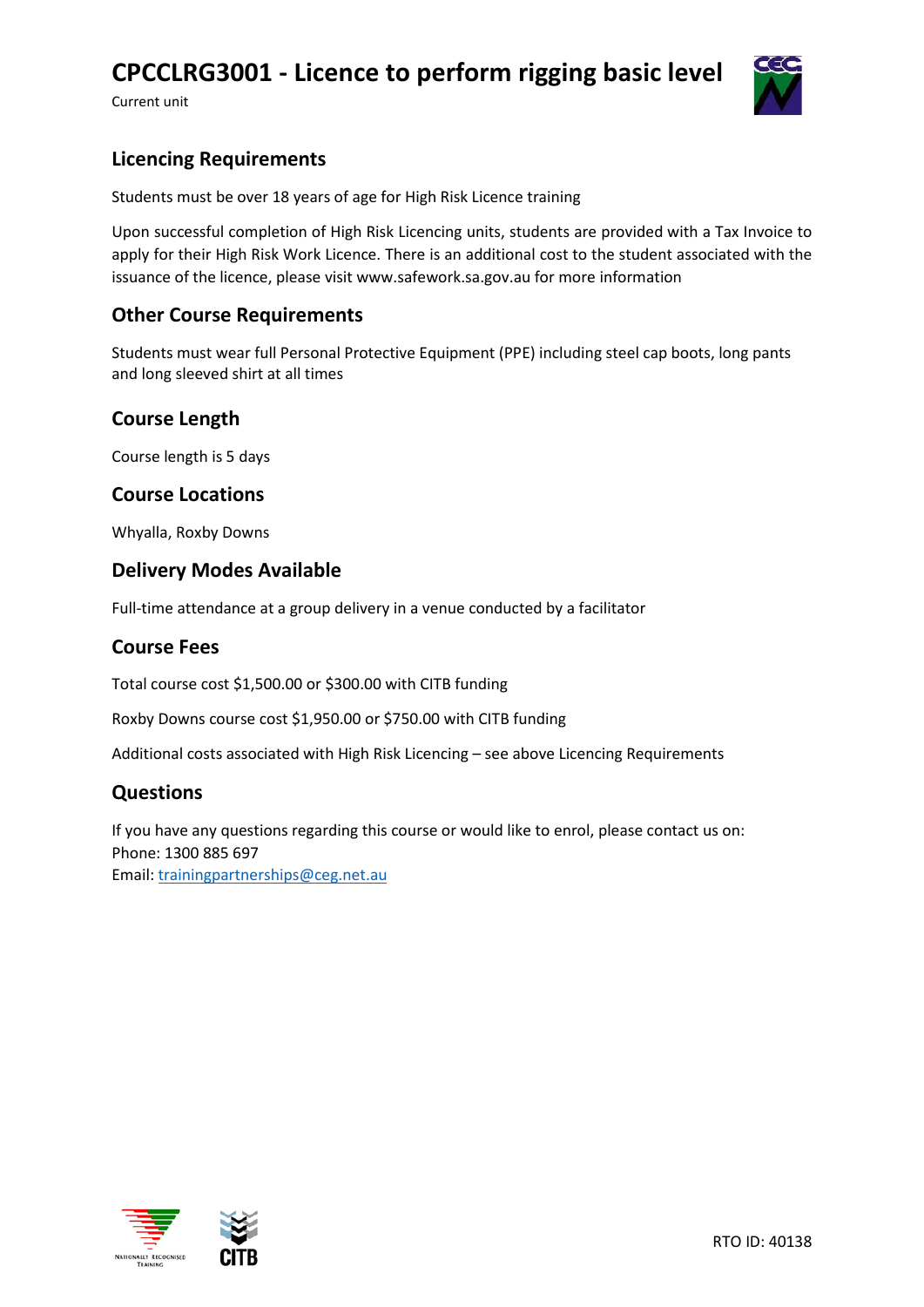# CPCCLRG3001 - Licence to perform rigging basic level

Current unit

## Licencing Requirements

Students must be over 18 years of age for High Risk Licence training

Upon successful completion of High Risk Licencing units, students are provided with a Tax Invoice to apply for their High Risk Work Licence. There is an additional cost to the student associated with the issuance of the licence, please visit www.safework.sa.gov.au for more information

## Other Course Requirements

Students must wear full Personal Protective Equipment (PPE) including steel cap boots, long pants and long sleeved shirt at all times

## Course Length

Course length is 5 days

## Course Locations

Whyalla, Roxby Downs

## Delivery Modes Available

Full-time attendance at a group delivery in a venue conducted by a facilitator

## Course Fees

Total course cost $1,500.00 or $300.00 with CITB funding

Roxby Downs course cost $1,950.00 or $750.00 with CITB funding

Additional costs associated with High Risk Licencing – see above Licencing Requirements

## Questions

If you have any questions regarding this course or would like to enrol, please contact us on:
Phone: 1300 885 697
Email: trainingpartnerships@ceg.net.au

RTO ID: 40138